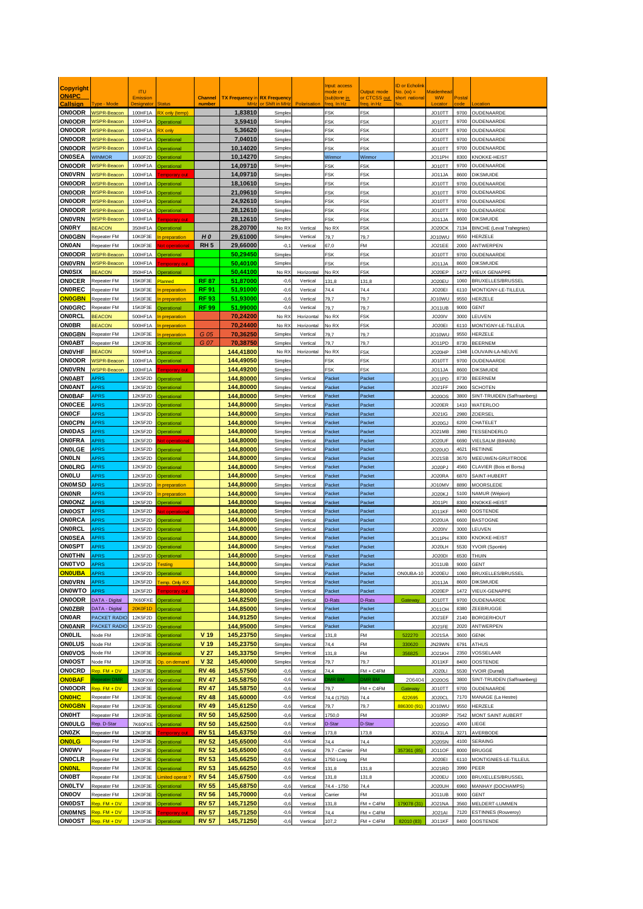| Copyright ON4PC Callsign | Type - Mode | ITU Emission Designator | Status | Channel number | TX Frequency in MHz | RX Frequency or Shift in MHz | Polarisation | Input: access mode or (sub)tone in freq. in Hz | Output: mode or CTCSS out freq. in Hz | ID or Echolink No. (xx) = short national No. | Maidenhead WW Locator | Postal code | Location |
|---|---|---|---|---|---|---|---|---|---|---|---|---|---|
| ON0ODR | WSPR-Beacon | 100HF1A | RX only (temp) | | 1,83810 | Simplex | | FSK | FSK | | JO10TT | 9700 | OUDENAARDE |
| ON0ODR | WSPR-Beacon | 100HF1A | Operational | | 3,59410 | Simplex | | FSK | FSK | | JO10TT | 9700 | OUDENAARDE |
| ON0ODR | WSPR-Beacon | 100HF1A | RX only | | 5,36620 | Simplex | | FSK | FSK | | JO10TT | 9700 | OUDENAARDE |
| ON0ODR | WSPR-Beacon | 100HF1A | Operational | | 7,04010 | Simplex | | FSK | FSK | | JO10TT | 9700 | OUDENAARDE |
| ON0ODR | WSPR-Beacon | 100HF1A | Operational | | 10,14020 | Simplex | | FSK | FSK | | JO10TT | 9700 | OUDENAARDE |
| ON0SEA | WINMOR | 1K60F2D | Operational | | 10,14270 | Simplex | | Winmor | Winmor | | JO11PH | 8300 | KNOKKE-HEIST |
| ON0ODR | WSPR-Beacon | 100HF1A | Operational | | 14,09710 | Simplex | | FSK | FSK | | JO10TT | 9700 | OUDENAARDE |
| ON0VRN | WSPR-Beacon | 100HF1A | Temporary out | | 14,09710 | Simplex | | FSK | FSK | | JO11JA | 8600 | DIKSMUIDE |
| ON0ODR | WSPR-Beacon | 100HF1A | Operational | | 18,10610 | Simplex | | FSK | FSK | | JO10TT | 9700 | OUDENAARDE |
| ON0ODR | WSPR-Beacon | 100HF1A | Operational | | 21,09610 | Simplex | | FSK | FSK | | JO10TT | 9700 | OUDENAARDE |
| ON0ODR | WSPR-Beacon | 100HF1A | Operational | | 24,92610 | Simplex | | FSK | FSK | | JO10TT | 9700 | OUDENAARDE |
| ON0ODR | WSPR-Beacon | 100HF1A | Operational | | 28,12610 | Simplex | | FSK | FSK | | JO10TT | 9700 | OUDENAARDE |
| ON0VRN | WSPR-Beacon | 100HF1A | Temporary out | | 28,12610 | Simplex | | FSK | FSK | | JO11JA | 8600 | DIKSMUIDE |
| ON0RY | BEACON | 350HF1A | Operational | | 28,20700 | No RX | Vertical | No RX | FSK | | JO20CK | 7134 | BINCHE (Leval Trahegnies) |
| ON0GBN | Repeater FM | 10K0F3E | In preparation | H 0 | 29,61000 | Simplex | Vertical | 79,7 | 79,7 | | JO10WU | 9550 | HERZELE |
| ON0AN | Repeater FM | 10K0F3E | Not operational | RH 5 | 29,66000 | -0,1 | Vertical | 67,0 | FM | | JO21EE | 2000 | ANTWERPEN |
| ON0ODR | WSPR-Beacon | 100HF1A | Operational | | 50,29450 | Simplex | | FSK | FSK | | JO10TT | 9700 | OUDENAARDE |
| ON0VRN | WSPR-Beacon | 100HF1A | Temporary out | | 50,40100 | Simplex | | FSK | FSK | | JO11JA | 8600 | DIKSMUIDE |
| ON0SIX | BEACON | 350HF1A | Operational | | 50,44100 | No RX | Horizontal | No RX | FSK | | JO20EP | 1472 | VIEUX GENAPPE |
| ON0CER | Repeater FM | 15K0F3E | Planned | RF 87 | 51,87000 | -0,6 | Vertical | 131,8 | 131,8 | | JO20EU | 1060 | BRUXELLES/BRUSSEL |
| ON0REC | Repeater FM | 15K0F3E | In preparation | RF 91 | 51,91000 | -0,6 | Vertical | 74,4 | 74,4 | | JO20EI | 6110 | MONTIGNY-LE-TILLEUL |
| ON0GBN | Repeater FM | 15K0F3E | In preparation | RF 93 | 51,93000 | -0,6 | Vertical | 79,7 | 79,7 | | JO10WU | 9550 | HERZELE |
| ON0GRC | Repeater FM | 15K0F3E | Operational | RF 99 | 51,99000 | -0,6 | Vertical | 79,7 | 79,7 | | JO11UB | 9000 | GENT |
| ON0RCL | BEACON | 500HF1A | In preparation | | 70,24200 | No RX | Horizontal | No RX | FSK | | JO20IV | 3000 | LEUVEN |
| ON0BR | BEACON | 500HF1A | In preparation | | 70,24400 | No RX | Horizontal | No RX | FSK | | JO20EI | 6110 | MONTIGNY-LE-TILLEUL |
| ON0GBN | Repeater FM | 12K0F3E | In preparation | G 05 | 70,36250 | Simplex | Vertical | 79,7 | 79,7 | | JO10WU | 9550 | HERZELE |
| ON0ABT | Repeater FM | 12K0F3E | Operational | G 07 | 70,38750 | Simplex | Vertical | 79,7 | 79,7 | | JO11PD | 8730 | BEERNEM |
| ON0VHF | BEACON | 500HF1A | Operational | | 144,41800 | No RX | Horizontal | No RX | FSK | | JO20HP | 1348 | LOUVAIN-LA-NEUVE |
| ON0ODR | WSPR-Beacon | 100HF1A | Operational | | 144,49050 | Simplex | | FSK | FSK | | JO10TT | 9700 | OUDENAARDE |
| ON0VRN | WSPR-Beacon | 100HF1A | Temporary out | | 144,49200 | Simplex | | FSK | FSK | | JO11JA | 8600 | DIKSMUIDE |
| ON0ABT | APRS | 12K5F2D | Operational | | 144,80000 | Simplex | Vertical | Packet | Packet | | JO11PD | 8730 | BEERNEM |
| ON0ANT | APRS | 12K5F2D | Operational | | 144,80000 | Simplex | Vertical | Packet | Packet | | JO21FF | 2900 | SCHOTEN |
| ON0BAF | APRS | 12K5F2D | Operational | | 144,80000 | Simplex | Vertical | Packet | Packet | | JO20OS | 3800 | SINT-TRUIDEN (Saffraanberg) |
| ON0CEE | APRS | 12K5F2D | Operational | | 144,80000 | Simplex | Vertical | Packet | Packet | | JO20ER | 1410 | WATERLOO |
| ON0CF | APRS | 12K5F2D | Operational | | 144,80000 | Simplex | Vertical | Packet | Packet | | JO21IG | 2980 | ZOERSEL |
| ON0CPN | APRS | 12K5F2D | Operational | | 144,80000 | Simplex | Vertical | Packet | Packet | | JO20GJ | 6200 | CHATELET |
| ON0DAS | APRS | 12K5F2D | Operational | | 144,80000 | Simplex | Vertical | Packet | Packet | | JO21MB | 3980 | TESSENDERLO |
| ON0FRA | APRS | 12K5F2D | Not operational | | 144,80000 | Simplex | Vertical | Packet | Packet | | JO20UF | 6690 | VIELSALM (BIHAIN) |
| ON0LGE | APRS | 12K5F2D | Operational | | 144,80000 | Simplex | Vertical | Packet | Packet | | JO20UO | 4621 | RETINNE |
| ON0LN | APRS | 12K5F2D | Operational | | 144,80000 | Simplex | Vertical | Packet | Packet | | JO21SB | 3670 | MEEUWEN-GRUITRODE |
| ON0LRG | APRS | 12K5F2D | Operational | | 144,80000 | Simplex | Vertical | Packet | Packet | | JO20PJ | 4560 | CLAVIER (Bois et Borsu) |
| ON0LU | APRS | 12K5F2D | Operational | | 144,80000 | Simplex | Vertical | Packet | Packet | | JO20RA | 6870 | SAINT-HUBERT |
| ON0MSD | APRS | 12K5F2D | In preparation | | 144,80000 | Simplex | Vertical | Packet | Packet | | JO10MV | 8890 | MOORSLEDE |
| ON0NR | APRS | 12K5F2D | In preparation | | 144,80000 | Simplex | Vertical | Packet | Packet | | JO20KJ | 5100 | NAMUR (Wépion) |
| ON0ONZ | APRS | 12K5F2D | Operational | | 144,80000 | Simplex | Vertical | Packet | Packet | | JO11PI | 8300 | KNOKKE-HEIST |
| ON0OST | APRS | 12K5F2D | Not operational | | 144,80000 | Simplex | Vertical | Packet | Packet | | JO11KF | 8400 | OOSTENDE |
| ON0RCA | APRS | 12K5F2D | Operational | | 144,80000 | Simplex | Vertical | Packet | Packet | | JO20UA | 6600 | BASTOGNE |
| ON0RCL | APRS | 12K5F2D | Operational | | 144,80000 | Simplex | Vertical | Packet | Packet | | JO20IV | 3000 | LEUVEN |
| ON0SEA | APRS | 12K5F2D | Operational | | 144,80000 | Simplex | Vertical | Packet | Packet | | JO11PH | 8300 | KNOKKE-HEIST |
| ON0SPT | APRS | 12K5F2D | Operational | | 144,80000 | Simplex | Vertical | Packet | Packet | | JO20LH | 5530 | YVOIR (Spontin) |
| ON0THN | APRS | 12K5F2D | Operational | | 144,80000 | Simplex | Vertical | Packet | Packet | | JO20DI | 6530 | THUIN |
| ON0TVO | APRS | 12K5F2D | Testing | | 144,80000 | Simplex | Vertical | Packet | Packet | | JO11UB | 9000 | GENT |
| ON0UBA | APRS | 12K5F2D | Operational | | 144,80000 | Simplex | Vertical | Packet | Packet | ON0UBA-10 | JO20EU | 1060 | BRUXELLES/BRUSSEL |
| ON0VRN | APRS | 12K5F2D | Temp. Only RX | | 144,80000 | Simplex | Vertical | Packet | Packet | | JO11JA | 8600 | DIKSMUIDE |
| ON0WTO | APRS | 12K5F2D | Temporary out | | 144,80000 | Simplex | Vertical | Packet | Packet | | JO20EP | 1472 | VIEUX-GENAPPE |
| ON0ODR | DATA - Digital | 7K60FXE | Operational | | 144,82500 | Simplex | Vertical | D-Rats | D-Rats | Gateway | JO10TT | 9700 | OUDENAARDE |
| ON0ZBR | DATA - Digital | 20K0F1D | Operational | | 144,85000 | Simplex | Vertical | Packet | Packet | | JO11OH | 8380 | ZEEBRUGGE |
| ON0AR | PACKET RADIO | 12K5F2D | Operational | | 144,91250 | Simplex | Vertical | Packet | Packet | | JO21EF | 2140 | BORGERHOUT |
| ON0ANR | PACKET RADIO | 12K5F2D | Operational | | 144,95000 | Simplex | Vertical | Packet | Packet | | JO21FE | 2020 | ANTWERPEN |
| ON0LIL | Node FM | 12K0F3E | Operational | V 19 | 145,23750 | Simplex | Vertical | 131,8 | FM | 522270 | JO21SA | 3600 | GENK |
| ON0LUS | Node FM | 12K0F3E | Operational | V 19 | 145,23750 | Simplex | Vertical | 74,4 | FM | 330620 | JN29WN | 6791 | ATHUS |
| ON0VOS | Node FM | 12K0F3E | Operational | V 27 | 145,33750 | Simplex | Vertical | 131,8 | FM | 356825 | JO21KH | 2350 | VOSSELAAR |
| ON0OST | Node FM | 12K0F3E | Op. on demand | V 32 | 145,40000 | Simplex | Vertical | 79,7 | 79,7 | | JO11KF | 8400 | OOSTENDE |
| ON0CRD | Rep. FM + DV | 12K0F3E | Operational | RV 46 | 145,57500 | -0,6 | Vertical | 74,4 | FM + C4FM | | JO20LI | 5530 | YVOIR (Durnal) |
| ON0BAF | Repeater DMR | 7K60FXW | Operational | RV 47 | 145,58750 | -0,6 | Vertical | DMR BM | DMR BM | 206404 | JO20OS | 3800 | SINT-TRUIDEN (Saffraanberg) |
| ON0ODR | Rep. FM + DV | 12K0F3E | Operational | RV 47 | 145,58750 | -0,6 | Vertical | 79,7 | FM + C4FM | Gateway | JO10TT | 9700 | OUDENAARDE |
| ON0HC | Repeater FM | 12K0F3E | Operational | RV 48 | 145,60000 | -0,6 | Vertical | 74,4 (1750) | 74,4 | 622695 | JO20CL | 7170 | MANAGE (La Hestre) |
| ON0GBN | Repeater FM | 12K0F3E | Operational | RV 49 | 145,61250 | -0,6 | Vertical | 79,7 | 79,7 | 886300 (91) | JO10WU | 9550 | HERZELE |
| ON0HT | Repeater FM | 12K0F3E | Operational | RV 50 | 145,62500 | -0,6 | Vertical | 1750,0 | FM | | JO10RP | 7542 | MONT SAINT AUBERT |
| ON0ULG | Rep. D-Star | 7K60FXE | Operational | RV 50 | 145,62500 | -0,6 | Vertical | D-Star | D-Star | | JO20SO | 4000 | LIEGE |
| ON0ZK | Repeater FM | 12K0F3E | Temporary out | RV 51 | 145,63750 | -0,6 | Vertical | 173,8 | 173,8 | | JO21LA | 3271 | AVERBODE |
| ON0LG | Repeater FM | 12K0F3E | Operational | RV 52 | 145,65000 | -0,6 | Vertical | 74,4 | 74,4 | | JO20SN | 4100 | SERAING |
| ON0WV | Repeater FM | 12K0F3E | Operational | RV 52 | 145,65000 | -0,6 | Vertical | 79.7 - Carrier | FM | 357361 (85) | JO11OF | 8000 | BRUGGE |
| ON0CLR | Repeater FM | 12K0F3E | Operational | RV 53 | 145,66250 | -0,6 | Vertical | 1750 Long | FM | | JO20EI | 6110 | MONTIGNIES-LE-TILLEUL |
| ON0NL | Repeater FM | 12K0F3E | Operational | RV 53 | 145,66250 | -0,6 | Vertical | 131,8 | 131,8 | | JO21RD | 3990 | PEER |
| ON0BT | Repeater FM | 12K0F3E | Limited operat ? | RV 54 | 145,67500 | -0,6 | Vertical | 131,8 | 131,8 | | JO20EU | 1000 | BRUXELLES/BRUSSEL |
| ON0LTV | Repeater FM | 12K0F3E | Operational | RV 55 | 145,68750 | -0,6 | Vertical | 74,4 - 1750 | 74,4 | | JO20UH | 6960 | MANHAY (DOCHAMPS) |
| ON0OV | Repeater FM | 12K0F3E | Operational | RV 56 | 145,70000 | -0,6 | Vertical | Carrier | FM | | JO11UB | 9000 | GENT |
| ON0DST | Rep. FM + DV | 12K0F3E | Operational | RV 57 | 145,71250 | -0,6 | Vertical | 131,8 | FM + C4FM | 179078 (31) | JO21NA | 3560 | MELDERT-LUMMEN |
| ON0MNS | Rep. FM + DV | 12K0F3E | Temporary out | RV 57 | 145,71250 | -0,6 | Vertical | 74,4 | FM + C4FM | | JO21AI | 7120 | ESTINNES (Rouveroy) |
| ON0OST | Rep. FM + DV | 12K0F3E | Operational | RV 57 | 145,71250 | -0,6 | Vertical | 107,2 | FM + C4FM | 82010 (83) | JO11KF | 8400 | OOSTENDE |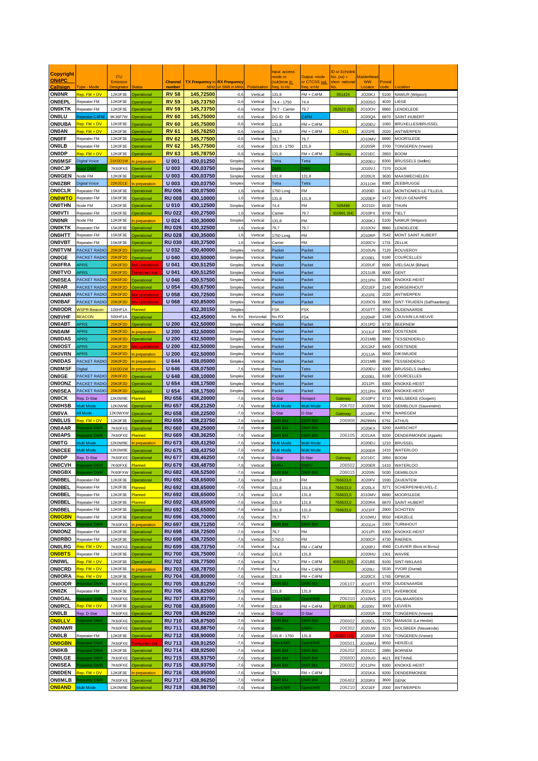| Copyright ON4PC Callsign | Type - Mode | ITU Emission Designator | Status | Channel number | TX Frequency in MHz | RX Frequency or Shift in MHz | Polarisation | Input: access mode or (sub)tone in freq. in Hz | Output: mode or CTCSS out freq. in Hz | ID or Echolink No. (xx) = short national No. | Maidenhead WW Locator | Postal code | Location |
|---|---|---|---|---|---|---|---|---|---|---|---|---|---|
| ON0NR | Rep. FM + DV | 12K0F3E | Operational | RV 58 | 145,72500 | -0,6 | Vertical | 131,8 | FM + C4FM | 851424 | JO20KJ | 5100 | NAMUR (Wépion) |
| ON0EPL | Repeater FM | 12K0F3E | Operational | RV 59 | 145,73750 | -0,6 | Vertical | 74.4 - 1750 | 74,4 | | JO20SO | 4020 | LIEGE |
| ON0KTK | Repeater FM | 12K0F3E | Operational | RV 59 | 145,73750 | -0,6 | Vertical | 79.7 - Carrier | 79,7 | 282623 (82) | JO10OV | 8860 | LENDELEDE |
| ON0LU | Repeater C4FM | 9K36F7W | Operational | RV 60 | 145,75000 | -0,6 | Vertical | DG-ID 04 | C4FM | | JO20QA | 6870 | SAINT-HUBERT |
| ON0UBA | Rep. FM + DV | 12K0F3E | Operational | RV 60 | 145,75000 | -0,6 | Vertical | 131,8 | FM + C4FM | | JO20EU | 1060 | BRUXELLES/BRUSSEL |
| ON0AN | Rep. FM + DV | 12K0F3E | Operational | RV 61 | 145,76250 | -0,6 | Vertical | 131,8 | FM + C4FM | 17431 | JO21FE | 2020 | ANTWERPEN |
| ON0FF | Repeater FM | 12K0F3E | Operational | RV 62 | 145,77500 | -0,6 | Vertical | 79,7 | 79,7 | | JO10MV | 8890 | MOORSLEDE |
| ON0LB | Repeater FM | 12K0F3E | Operational | RV 62 | 145,77500 | -0,6 | Vertical | 131.8 - 1750 | 131,8 | | JO20SR | 3700 | TONGEREN (Vreren) |
| ON0DP | Rep. FM + DV | 12K0F3E | Operational | RV 63 | 145,78750 | -0,6 | Vertical | 131,8 | FM + C4FM | Gateway | JO21EC | 2850 | BOOM |
| ON0MSF | Digital Voice | 21K0D1W | In preparation | U 001 | 430,01250 | Simplex | Vertical | Tetra | Tetra | | JO20EU | 8300 | BRUSSELS (Ixelles) |
| ON0CJP | Node DMR | 7K60FXE | Operational | U 003 | 430,03750 | Simplex | Vertical | DMR | DMR | | JO10VJ | 7370 | DOUR |
| ON0GEN | Node FM | 12K0F3E | Operational | U 003 | 430,03750 | Simplex | Vertical | 131,8 | 131,8 | | JO20UX | 3630 | MAASMECHELEN |
| ON0ZBR | Digital Voice | 22K0D1E | In preparation | U 003 | 430,03750 | Simplex | Vertical | Tetra | Tetra | | JO11OH | 8380 | ZEEBRUGGE |
| ON0CLR | Repeater FM | 15K0F3E | Operational | RU 006 | 430,07500 | 1,6 | Vertical | 1750 Long | FM | | JO20EI | 6110 | MONTIGNIES-LE-TILLEUL |
| ON0WTO | Repeater FM | 15K0F3E | Operational | RU 008 | 430,10000 | 1,6 | Vertical | 131,8 | 131,8 | | JO20EP | 1472 | VIEUX-GENAPPE |
| ON0THN | Node FM | 12K0F3E | Operational | U 010 | 430,12500 | Simplex | Vertical | 74,4 | FM | 508488 | JO21DI | 6530 | THUIN |
| ON0VTI | Repeater FM | 15K0F3E | Operational | RU 022 | 430,27500 | 1,6 | Vertical | Carrier | 79,7 | 310991 (84) | JO10PX | 8700 | TIELT |
| ON0NR | Node FM | 12K0F3E | In preparation | U 024 | 430,30000 | Simplex | Vertical | 131,8 | FM | | JO20KJ | 5100 | NAMUR (Wépion) |
| ON0KTK | Repeater FM | 15K0F3E | Operational | RU 026 | 430,32500 | 1,6 | Vertical | 79,7 | 79,7 | | JO10OV | 8860 | LENDELEDE |
| ON0HTT | Repeater FM | 15K0F3E | Operational | RU 028 | 430,35000 | 1,6 | Vertical | 1750 Long | FM | | JO10RP | 7542 | MONT SAINT AUBERT |
| ON0VBT | Repeater FM | 15K0F3E | Operational | RU 030 | 430,37500 | 1,6 | Vertical | Carrier | FM | | JO20CV | 1731 | ZELLIK |
| ON0TVM | PACKET RADIO | 20K0F2D | Operational | U 032 | 430,40000 | Simplex | Vertical | Packet | Packet | | JO10UN | 7120 | ROUVEROY |
| ON0GE | PACKET RADIO | 20K0F2D | Operational | U 040 | 430,50000 | Simplex | Vertical | Packet | Packet | | JO20EL | 6180 | COURCELLES |
| ON0FRA | APRS | 20K0F2D | Not operational | U 041 | 430,51250 | Simplex | Vertical | Packet | Packet | | JO20UF | 6690 | VIELSALM (Bihain) |
| ON0TVO | APRS | 20K0F2D | Temporary out | U 041 | 430,51250 | Simplex | Vertical | Packet | Packet | | JO11UB | 9000 | GENT |
| ON0SEA | PACKET RADIO | 20K0F2D | Operational | U 046 | 430,57500 | Simplex | Vertical | Packet | Packet | | JO11PH | 8300 | KNOKKE-HEIST |
| ON0AR | PACKET RADIO | 20K0F2D | Operational | U 054 | 430,67500 | Simplex | Vertical | Packet | Packet | | JO21EF | 2140 | BORGERHOUT |
| ON0ANR | PACKET RADIO | 20K0F2D | Not operational | U 058 | 430,72500 | Simplex | Vertical | Packet | Packet | | JO21FE | 2020 | ANTWERPEN |
| ON0BAF | PACKET RADIO | 20K0F2D | Not operational | U 068 | 430,85000 | Simplex | Vertical | Packet | Packet | | JO20OS | 3800 | SINT-TRUIDEN (Saffraanberg) |
| ON0ODR | WSPR-Beacon | 100HF1A | Planned | | 432,30150 | Simplex | | FSK | FSK | | JO10TT | 9700 | OUDENAARDE |
| ON0VHF | BEACON | 500HF1A | Operational | | 432,45000 | No RX | Horizontal | No RX | FSK | | JO20HP | 1348 | LOUVAIN-LA-NEUVE |
| ON0ABT | APRS | 20K0F2D | Operational | U 200 | 432,50000 | Simplex | Vertical | Packet | Packet | | JO11PD | 8730 | BEERNEM |
| ON0AIM | APRS | 20K0F2D | In preparation | U 200 | 432,50000 | Simplex | Vertical | Packet | Packet | | JO11LF | 8400 | OOSTENDE |
| ON0DAS | APRS | 20K0F2D | Operational | U 200 | 432,50000 | Simplex | Vertical | Packet | Packet | | JO21MB | 3980 | TESSENDERLO |
| ON0OST | APRS | 20K0F2D | Not operational | U 200 | 432,50000 | Simplex | Vertical | Packet | Packet | | JO11KF | 8400 | OOSTENDE |
| ON0VRN | APRS | 20K0F2D | In preparation | U 200 | 432,50000 | Simplex | Vertical | Packet | Packet | | JO11JA | 8600 | DIKSMUIDE |
| ON0DAS | PACKET RADIO | 20K0F2D | In preparation | U 644 | 438,05000 | Simplex | Vertical | Packet | Packet | | JO21MB | 3980 | TESSENDERLO |
| ON0MSF | Digital | 21K0D1W | In preparation | U 646 | 438,07500 | -7,6 | Vertical | Tetra | Tetra | | JO20EU | 8300 | BRUSSELS (Ixelles) |
| ON0GE | PACKET RADIO | 20K0F2D | Operational | U 648 | 438,10000 | Simplex | Vertical | Packet | Packet | | JO20EL | 6180 | COURCELLES |
| ON0ONZ | PACKET RADIO | 20K0F2D | Operational | U 654 | 438,17500 | Simplex | Vertical | Packet | Packet | | JO11PI | 8300 | KNOKKE-HEIST |
| ON0SEA | PACKET RADIO | 20K0F2D | Operational | U 654 | 438,17500 | Simplex | Vertical | Packet | Packet | | JO11PH | 8300 | KNOKKE-HEIST |
| ON0CK | Rep. D-Star | 12K0W9E | Planned | RU 656 | 438,20000 | -7,6 | Vertical | D-Star | Hotspot | Gateway | JO10PV | 8710 | WIELSBEKE (Ooigem) |
| ON0HSB | Multi Mode | 12K0W9E | Operational | RU 657 | 438,21250 | -7,6 | Vertical | Multi Mode | Multi Mode | 206702 | JO20IN | 5030 | GEMBLOUX (Sauvenière) |
| ON0VA | All Mode | 12K0WXW | Operational | RU 658 | 438,22500 | -7,6 | Vertical | D-Star | D-Star | Gateway | JO10RV | 8790 | WAREGEM |
| ON0LUS | Rep. FM + DV | 12K0F3E | Operational | RU 659 | 438,23750 | -7,6 | Vertical | DMR BM | DMR BM | 206908 | JN29WN | 6791 | ATHUS |
| ON0AAR | Repeater DMR | 7K60FXE | Operational | RU 660 | 438,25000 | -7,6 | Vertical | DMR BM | DMR BM | | JO20KX | 3200 | AARSCHOT |
| ON0APS | Repeater DMR | 7K60FXE | Planned | RU 669 | 438,36250 | -7,6 | Vertical | DMR BM | DMR BM | 206105 | JO21AA | 9200 | DENDERMONDE (Appels) |
| ON0TG | Multi Mode | 12K0W9E | In preparation | RU 673 | 438,41250 | -7,6 | Vertical | Multi Mode | Multi Mode | | JO20EU | 1210 | BRUSSEL |
| ON0CEE | Multi Mode | 12K0W9E | Operational | RU 675 | 438,43750 | -7,6 | Vertical | Multi Mode | Multi Mode | | JO20ER | 1410 | WATERLOO |
| ON0DP | Rep. D-Star | 7K60FXE | Operational | RU 677 | 438,46250 | -7,6 | Vertical | D-Star | D-Star | Gateway | JO21EC | 2850 | BOOM |
| ON0CVH | Repeater DMR | 7K60FXE | Planned | RU 679 | 438,48750 | -7,6 | Vertical | DMR+ | DMR+ | 206502 | JO20ER | 1410 | WATERLOO |
| ON0GBX | Repeater DMR | 7K60FXW | Operational | RU 682 | 438,52500 | -7,6 | Vertical | DMR BM | DMR BM | 206015 | JO20IN | 5030 | GEMBLOUX |
| ON0BEL | Repeater FM | 12K0F3E | Operational | RU 692 | 438,65000 | -7,6 | Vertical | 131,8 | FM | 766633,0 | JO20FV | 1930 | ZAVENTEM |
| ON0BEL | Repeater FM | 12K0F3E | Planned | RU 692 | 438,65000 | -7,6 | Vertical | 131,8 | 131,8 | 766633,0 | JO20LX | 3271 | SCHERPENHEUVEL-Z. |
| ON0BEL | Repeater FM | 12K0F3E | Planned | RU 692 | 438,65000 | -7,6 | Vertical | 131,8 | 131,8 | 766633,0 | JO10MV | 8890 | MOORSLEDE |
| ON0BEL | Repeater FM | 12K0F3E | Planned | RU 692 | 438,65000 | -7,6 | Vertical | 131,8 | 131,8 | 766633,0 | JO20RA | 6870 | SAINT HUBERT |
| ON0BEL | Repeater FM | 12K0F3E | Operational | RU 692 | 438,65000 | -7,6 | Vertical | 131,8 | 131,8 | 766633,0 | JO21FF | 2900 | SCHOTEN |
| ON0GBN | Repeater FM | 12K0F3E | Operational | RU 696 | 438,70000 | -7,6 | Vertical | 79,7 | 79,7 | | JO10WU | 9550 | HERZELE |
| ON0NOK | Repeater DMR | 7K60FXE | In preparation | RU 697 | 438,71250 | -7,6 | Vertical | DMR BM | DMR BM | | JO21LH | 2300 | TURNHOUT |
| ON0ONZ | Repeater FM | 12K0F3E | Operational | RU 698 | 438,72500 | -7,6 | Vertical | 79,7 | FM | | JO11PI | 8300 | KNOKKE-HEIST |
| ON0RBO | Repeater FM | 12K0F3E | Operational | RU 698 | 438,72500 | -7,6 | Vertical | 1750,0 | FM | | JO30CP | 4730 | RAEREN |
| ON0LRG | Rep. FM + DV | 7K60FXE | Operational | RU 699 | 438,73750 | -7,6 | Vertical | 74,4 | FM + C4FM | | JO20PJ | 4560 | CLAVIER (Bois et Borsu) |
| ON0BTS | Repeater FM | 12K0F3E | Operational | RU 700 | 438,75000 | -7,6 | Vertical | 131,8 | 131,8 | | JO20HU | 1301 | WAVRE |
| ON0WL | Rep. FM + DV | 12K0F3E | Operational | RU 702 | 438,77500 | -7,6 | Vertical | 79,7 | FM + C4FM | 409331 (93) | JO21BE | 9100 | SINT-NIKLAAS |
| ON0CRD | Rep. FM + DV | 12K0F3E | In preparation | RU 703 | 438,78750 | -7,6 | Vertical | 74,4 | FM + C4FM | | JO20LI | 5530 | YVOIR (Durnal) |
| ON0ORA | Rep. FM + DV | 12K0F3E | Operational | RU 704 | 438,80000 | -7,6 | Vertical | 131,8 | FM + C4FM | | JO20CX | 1745 | OPWIJK |
| ON0ODR | Repeater DMR | 7K60FXE | Operational | RU 705 | 438,81250 | -7,6 | Vertical | DMR BM | DMR BM | 206107 | JO10TT | 9700 | OUDENAARDE |
| ON0ZK | Repeater FM | 12K0F3E | Operational | RU 706 | 438,82500 | -7,6 | Vertical | 131,8 | 131,8 | | JO21LA | 3271 | AVERBODE |
| ON0GAL | Repeater DMR | 7K60FXE | Operational | RU 707 | 438,83750 | -7,6 | Vertical | OpenDMR | OpenDMR | 206310 | JO10WS | 1570 | GALMAARDEN |
| ON0RCL | Rep. FM + DV | 12K0F3E | Operational | RU 708 | 438,85000 | -7,6 | Vertical | 131,8 | FM + C4FM | 377156 (35) | JO20IV | 3000 | LEUVEN |
| ON0LB | Rep. D-Star | 7K60FXE | Operational | RU 709 | 438,86250 | -7,6 | Vertical | D-Star | D-Star | | JO20SR | 3700 | TONGEREN (Vreren) |
| ON0LLV | Repeater DMR | 7K60FXE | Operational | RU 710 | 438,87500 | -7,6 | Vertical | DMR BM | DMR BM | 206602 | JO20CL | 7170 | MANAGE (La Hestre) |
| ON0NWR | | 7K60FXE | Operational | RU 711 | 438,88750 | -7,6 | Vertical | DMR+ | DMR+ | 206302 | JO20JW | 3221 | HOLSBEEK (Nieuwrode) |
| ON0LB | Repeater FM | 12K0F3E | Operational | RU 712 | 438,90000 | -7,6 | Vertical | 131,8 - 1750 | 131,8 | 135950 (33) | JO20SR | 3700 | TONGEREN (Vreren) |
| ON0GBN | Repeater DMR | 7K60FXE | Temporary out | RU 713 | 438,91250 | -7,6 | Vertical | OpenDMR | OpenDMR | 206501 | JO10WU | 9550 | HERZELE |
| ON0KB | Repeater DMR | 12K0F3E | Operational | RU 714 | 438,92500 | -7,6 | Vertical | DMR BM | DMR BM | 206202 | JO21CC | 2880 | BORNEM |
| ON0LGE | Repeater DMR | 7K60FXE | Operational | RU 715 | 438,93750 | -7,6 | Vertical | DMR BM | DMR BM | 206800 | JO20UO | 4621 | RETINNE |
| ON0SEA | Repeater DMR | 7K60FXE | Operational | RU 715 | 438,93750 | -7,6 | Vertical | DMR BM | DMR BM | 206002 | JO11PH | 8300 | KNOKKE-HEIST |
| ON0DEN | Rep. FM + DV | 12K0F3E | In preparation | RU 716 | 438,95000 | -7,6 | Vertical | 79,7 | FM + C4FM | | JO21KA | 9200 | DENDERMONDE |
| ON0MLB | Repeater DMR | 7K60FXE | Operational | RU 717 | 438,96250 | -7,6 | Vertical | DMR BM | DMR BM | 206402 | JO20RX | 3600 | GENK |
| ON0AND | Multi Mode | 12K0W9E | Operational | RU 719 | 438,98750 | -7,6 | Vertical | OpenDMR | OpenDMR | 206210 | JO21EF | 2000 | ANTWERPEN |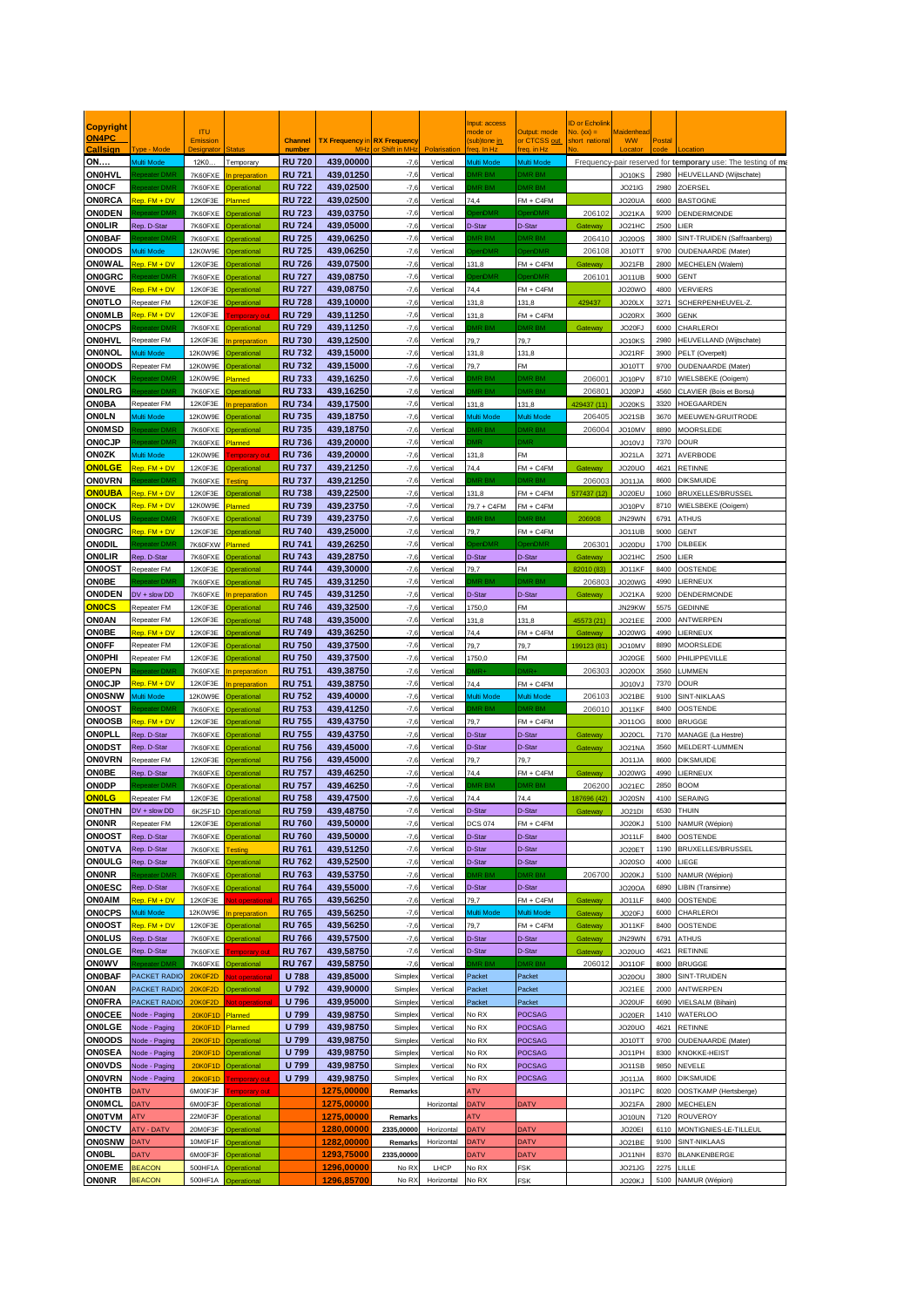| Copyright ON4PC Callsign | Type - Mode | ITU Emission Designator | Status | Channel number | TX Frequency in MHz | RX Frequency or Shift in MHz | Polarisation | Input: access mode or (sub)tone in freq. in Hz | Output: mode or CTCSS out freq. in Hz | ID or Echolink No. (xx) = short national No. | Maidenhead WW Locator | Postal code | Location |
|---|---|---|---|---|---|---|---|---|---|---|---|---|---|
| ON…. | Multi Mode | 12K0… | Temporary | RU 720 | 439,00000 | -7,6 | Vertical | Multi Mode | Multi Mode | Frequency-pair reserved for temporary use: The testing of ma | | | |
| ON0HVL | Repeater DMR | 7K60FXE | In preparation | RU 721 | 439,01250 | -7,6 | Vertical | DMR BM | DMR BM | | JO10KS | 2980 | HEUVELLAND (Wijtschate) |
| ON0CF | Repeater DMR | 7K60FXE | Operational | RU 722 | 439,02500 | -7,6 | Vertical | DMR BM | DMR BM | | JO21IG | 2980 | ZOERSEL |
| ON0RCA | Rep. FM + DV | 12K0F3E | Planned | RU 722 | 439,02500 | -7,6 | Vertical | 74,4 | FM + C4FM | | JO20UA | 6600 | BASTOGNE |
| ON0DEN | Repeater DMR | 7K60FXE | Operational | RU 723 | 439,03750 | -7,6 | Vertical | OpenDMR | OpenDMR | 206102 | JO21KA | 9200 | DENDERMONDE |
| ON0LIR | Rep. D-Star | 7K60FXE | Operational | RU 724 | 439,05000 | -7,6 | Vertical | D-Star | D-Star | Gateway | JO21HC | 2500 | LIER |
| ON0BAF | Repeater DMR | 7K60FXE | Operational | RU 725 | 439,06250 | -7,6 | Vertical | DMR BM | DMR BM | 206410 | JO20OS | 3800 | SINT-TRUIDEN (Saffraanberg) |
| ON0ODS | Multi Mode | 12K0W9E | Operational | RU 725 | 439,06250 | -7,6 | Vertical | OpenDMR | OpenDMR | 206108 | JO10TT | 9700 | OUDENAARDE (Mater) |
| ON0WAL | Rep. FM + DV | 12K0F3E | Operational | RU 726 | 439,07500 | -7,6 | Vertical | 131,8 | FM + C4FM | Gateway | JO21FB | 2800 | MECHELEN (Walem) |
| ON0GRC | Repeater DMR | 7K60FXE | Operational | RU 727 | 439,08750 | -7,6 | Vertical | OpenDMR | OpenDMR | 206101 | JO11UB | 9000 | GENT |
| ON0VE | Rep. FM + DV | 12K0F3E | Operational | RU 727 | 439,08750 | -7,6 | Vertical | 74,4 | FM + C4FM | | JO20WO | 4800 | VERVIERS |
| ON0TLO | Repeater FM | 12K0F3E | Operational | RU 728 | 439,10000 | -7,6 | Vertical | 131,8 | 131,8 | 429437 | JO20LX | 3271 | SCHERPENHEUVEL-Z. |
| ON0MLB | Rep. FM + DV | 12K0F3E | Temporary out | RU 729 | 439,11250 | -7,6 | Vertical | 131,8 | FM + C4FM | | JO20RX | 3600 | GENK |
| ON0CPS | Repeater DMR | 7K60FXE | Operational | RU 729 | 439,11250 | -7,6 | Vertical | DMR BM | DMR BM | Gateway | JO20FJ | 6000 | CHARLEROI |
| ON0HVL | Repeater FM | 12K0F3E | In preparation | RU 730 | 439,12500 | -7,6 | Vertical | 79,7 | 79,7 | | JO10KS | 2980 | HEUVELLAND (Wijtschate) |
| ON0NOL | Multi Mode | 12K0W9E | Operational | RU 732 | 439,15000 | -7,6 | Vertical | 131,8 | 131,8 | | JO21RF | 3900 | PELT (Overpelt) |
| ON0ODS | Repeater FM | 12K0W9E | Operational | RU 732 | 439,15000 | -7,6 | Vertical | 79,7 | FM | | JO10TT | 9700 | OUDENAARDE (Mater) |
| ON0CK | Repeater DMR | 12K0W9E | Planned | RU 733 | 439,16250 | -7,6 | Vertical | DMR BM | DMR BM | 206001 | JO10PV | 8710 | WIELSBEKE (Ooigem) |
| ON0LRG | Repeater DMR | 7K60FXE | Operational | RU 733 | 439,16250 | -7,6 | Vertical | DMR BM | DMR BM | 206801 | JO20PJ | 4560 | CLAVIER (Bois et Borsu) |
| ON0BA | Repeater FM | 12K0F3E | In preparation | RU 734 | 439,17500 | -7,6 | Vertical | 131,8 | 131,8 | 429437 (11) | JO20KS | 3320 | HOEGAARDEN |
| ON0LN | Multi Mode | 12K0W9E | Operational | RU 735 | 439,18750 | -7,6 | Vertical | Multi Mode | Multi Mode | 206405 | JO21SB | 3670 | MEEUWEN-GRUITRODE |
| ON0MSD | Repeater DMR | 7K60FXE | Operational | RU 735 | 439,18750 | -7,6 | Vertical | DMR BM | DMR BM | 206004 | JO10MV | 8890 | MOORSLEDE |
| ON0CJP | Repeater DMR | 7K60FXE | Planned | RU 736 | 439,20000 | -7,6 | Vertical | DMR | DMR | | JO10VJ | 7370 | DOUR |
| ON0ZK | Multi Mode | 12K0W9E | Temporary out | RU 736 | 439,20000 | -7,6 | Vertical | 131,8 | FM | | JO21LA | 3271 | AVERBODE |
| ON0LGE | Rep. FM + DV | 12K0F3E | Operational | RU 737 | 439,21250 | -7,6 | Vertical | 74,4 | FM + C4FM | Gateway | JO20UO | 4621 | RETINNE |
| ON0VRN | Repeater DMR | 7K60FXE | Testing | RU 737 | 439,21250 | -7,6 | Vertical | DMR BM | DMR BM | 206003 | JO11JA | 8600 | DIKSMUIDE |
| ON0UBA | Rep. FM + DV | 12K0F3E | Operational | RU 738 | 439,22500 | -7,6 | Vertical | 131,8 | FM + C4FM | 577437 (12) | JO20EU | 1060 | BRUXELLES/BRUSSEL |
| ON0CK | Rep. FM + DV | 12K0W9E | Planned | RU 739 | 439,23750 | -7,6 | Vertical | 79,7 + C4FM | FM + C4FM | | JO10PV | 8710 | WIELSBEKE (Ooigem) |
| ON0LUS | Repeater DMR | 7K60FXE | Operational | RU 739 | 439,23750 | -7,6 | Vertical | DMR BM | DMR BM | 206908 | JN29WN | 6791 | ATHUS |
| ON0GRC | Rep. FM + DV | 12K0F3E | Operational | RU 740 | 439,25000 | -7,6 | Vertical | 79,7 | FM + C4FM | | JO11UB | 9000 | GENT |
| ON0DIL | Repeater DMR | 7K60FXW | Planned | RU 741 | 439,26250 | -7,6 | Vertical | OpenDMR | OpenDMR | 206301 | JO20DU | 1700 | DILBEEK |
| ON0LIR | Rep. D-Star | 7K60FXE | Operational | RU 743 | 439,28750 | -7,6 | Vertical | D-Star | D-Star | Gateway | JO21HC | 2500 | LIER |
| ON0OST | Repeater FM | 12K0F3E | Operational | RU 744 | 439,30000 | -7,6 | Vertical | 79,7 | FM | 82010 (83) | JO11KF | 8400 | OOSTENDE |
| ON0BE | Repeater DMR | 7K60FXE | Operational | RU 745 | 439,31250 | -7,6 | Vertical | DMR BM | DMR BM | 206803 | JO20WG | 4990 | LIERNEUX |
| ON0DEN | DV + slow DD | 7K60FXE | In preparation | RU 745 | 439,31250 | -7,6 | Vertical | D-Star | D-Star | Gateway | JO21KA | 9200 | DENDERMONDE |
| ON0CS | Repeater FM | 12K0F3E | Operational | RU 746 | 439,32500 | -7,6 | Vertical | 1750,0 | FM | | JN29KW | 5575 | GEDINNE |
| ON0AN | Repeater FM | 12K0F3E | Operational | RU 748 | 439,35000 | -7,6 | Vertical | 131,8 | 131,8 | 45573 (21) | JO21EE | 2000 | ANTWERPEN |
| ON0BE | Rep. FM + DV | 12K0F3E | Operational | RU 749 | 439,36250 | -7,6 | Vertical | 74,4 | FM + C4FM | Gateway | JO20WG | 4990 | LIERNEUX |
| ON0FF | Repeater FM | 12K0F3E | Operational | RU 750 | 439,37500 | -7,6 | Vertical | 79,7 | 79,7 | 199123 (81) | JO10MV | 8890 | MOORSLEDE |
| ON0PHI | Repeater FM | 12K0F3E | Operational | RU 750 | 439,37500 | -7,6 | Vertical | 1750,0 | FM | | JO20GE | 5600 | PHILIPPEVILLE |
| ON0EPN | Repeater DMR | 7K60FXE | In preparation | RU 751 | 439,38750 | -7,6 | Vertical | DMR+ | DMR+ | 206303 | JO20OX | 3560 | LUMMEN |
| ON0CJP | Rep. FM + DV | 12K0F3E | In preparation | RU 751 | 439,38750 | -7,6 | Vertical | 74,4 | FM + C4FM | | JO10VJ | 7370 | DOUR |
| ON0SNW | Multi Mode | 12K0W9E | Operational | RU 752 | 439,40000 | -7,6 | Vertical | Multi Mode | Multi Mode | 206103 | JO21BE | 9100 | SINT-NIKLAAS |
| ON0OST | Repeater DMR | 7K60FXE | Operational | RU 753 | 439,41250 | -7,6 | Vertical | DMR BM | DMR BM | 206010 | JO11KF | 8400 | OOSTENDE |
| ON0OSB | Rep. FM + DV | 12K0F3E | Operational | RU 755 | 439,43750 | -7,6 | Vertical | 79,7 | FM + C4FM | | JO11OG | 8000 | BRUGGE |
| ON0PLL | Rep. D-Star | 7K60FXE | Operational | RU 755 | 439,43750 | -7,6 | Vertical | D-Star | D-Star | Gateway | JO20CL | 7170 | MANAGE (La Hestre) |
| ON0DST | Rep. D-Star | 7K60FXE | Operational | RU 756 | 439,45000 | -7,6 | Vertical | D-Star | D-Star | Gateway | JO21NA | 3560 | MELDERT-LUMMEN |
| ON0VRN | Repeater FM | 12K0F3E | Operational | RU 756 | 439,45000 | -7,6 | Vertical | 79,7 | 79,7 | | JO11JA | 8600 | DIKSMUIDE |
| ON0BE | Rep. D-Star | 7K60FXE | Operational | RU 757 | 439,46250 | -7,6 | Vertical | 74,4 | FM + C4FM | Gateway | JO20WG | 4990 | LIERNEUX |
| ON0DP | Repeater DMR | 7K60FXE | Operational | RU 757 | 439,46250 | -7,6 | Vertical | DMR BM | DMR BM | 206200 | JO21EC | 2850 | BOOM |
| ON0LG | Repeater FM | 12K0F3E | Operational | RU 758 | 439,47500 | -7,6 | Vertical | 74,4 | 74,4 | 187696 (42) | JO20SN | 4100 | SERAING |
| ON0THN | DV + slow DD | 6K25F1D | Operational | RU 759 | 439,48750 | -7,6 | Vertical | D-Star | D-Star | Gateway | JO21DI | 6530 | THUIN |
| ON0NR | Repeater FM | 12K0F3E | Operational | RU 760 | 439,50000 | -7,6 | Vertical | DCS 074 | FM + C4FM | | JO20KJ | 5100 | NAMUR (Wépion) |
| ON0OST | Rep. D-Star | 7K60FXE | Operational | RU 760 | 439,50000 | -7,6 | Vertical | D-Star | D-Star | | JO11LF | 8400 | OOSTENDE |
| ON0TVA | Rep. D-Star | 7K60FXE | Testing | RU 761 | 439,51250 | -7,6 | Vertical | D-Star | D-Star | | JO20ET | 1190 | BRUXELLES/BRUSSEL |
| ON0ULG | Rep. D-Star | 7K60FXE | Operational | RU 762 | 439,52500 | -7,6 | Vertical | D-Star | D-Star | | JO20SO | 4000 | LIEGE |
| ON0NR | Repeater DMR | 7K60FXE | Operational | RU 763 | 439,53750 | -7,6 | Vertical | DMR BM | DMR BM | 206700 | JO20KJ | 5100 | NAMUR (Wépion) |
| ON0ESC | Rep. D-Star | 7K60FXE | Operational | RU 764 | 439,55000 | -7,6 | Vertical | D-Star | D-Star | | JO20OA | 6890 | LIBIN (Transinne) |
| ON0AIM | Rep. FM + DV | 12K0F3E | Not operational | RU 765 | 439,56250 | -7,6 | Vertical | 79,7 | FM + C4FM | Gateway | JO11LF | 8400 | OOSTENDE |
| ON0CPS | Multi Mode | 12K0W9E | In preparation | RU 765 | 439,56250 | -7,6 | Vertical | Multi Mode | Multi Mode | Gateway | JO20FJ | 6000 | CHARLEROI |
| ON0OST | Rep. FM + DV | 12K0F3E | Operational | RU 765 | 439,56250 | -7,6 | Vertical | 79,7 | FM + C4FM | Gateway | JO11KF | 8400 | OOSTENDE |
| ON0LUS | Rep. D-Star | 7K60FXE | Operational | RU 766 | 439,57500 | -7,6 | Vertical | D-Star | D-Star | Gateway | JN29WN | 6791 | ATHUS |
| ON0LGE | Rep. D-Star | 7K60FXE | Temporary out | RU 767 | 439,58750 | -7,6 | Vertical | D-Star | D-Star | Gateway | JO20UO | 4621 | RETINNE |
| ON0WV | Repeater DMR | 7K60FXE | Operational | RU 767 | 439,58750 | -7,6 | Vertical | DMR BM | DMR BM | 206012 | JO11OF | 8000 | BRUGGE |
| ON0BAF | PACKET RADIO | 20K0F2D | Not operational | U 788 | 439,85000 | Simplex | Vertical | Packet | Packet | | JO20OU | 3800 | SINT-TRUIDEN |
| ON0AN | PACKET RADIO | 20K0F2D | Operational | U 792 | 439,90000 | Simplex | Vertical | Packet | Packet | | JO21EE | 2000 | ANTWERPEN |
| ON0FRA | PACKET RADIO | 20K0F2D | Not operational | U 796 | 439,95000 | Simplex | Vertical | Packet | Packet | | JO20UF | 6690 | VIELSALM (Bihain) |
| ON0CEE | Node - Paging | 20K0F1D | Planned | U 799 | 439,98750 | Simplex | Vertical | No RX | POCSAG | | JO20ER | 1410 | WATERLOO |
| ON0LGE | Node - Paging | 20K0F1D | Planned | U 799 | 439,98750 | Simplex | Vertical | No RX | POCSAG | | JO20UO | 4621 | RETINNE |
| ON0ODS | Node - Paging | 20K0F1D | Operational | U 799 | 439,98750 | Simplex | Vertical | No RX | POCSAG | | JO10TT | 9700 | OUDENAARDE (Mater) |
| ON0SEA | Node - Paging | 20K0F1D | Operational | U 799 | 439,98750 | Simplex | Vertical | No RX | POCSAG | | JO11PH | 8300 | KNOKKE-HEIST |
| ON0VDS | Node - Paging | 20K0F1D | Operational | U 799 | 439,98750 | Simplex | Vertical | No RX | POCSAG | | JO11SB | 9850 | NEVELE |
| ON0VRN | Node - Paging | 20K0F1D | Temporary out | U 799 | 439,98750 | Simplex | Vertical | No RX | POCSAG | | JO11JA | 8600 | DIKSMUIDE |
| ON0HTB | DATV | 6M00F3F | Temporary out | | 1275,00000 | Remarks | | ATV | | | JO11PC | 8020 | OOSTKAMP (Hertsberge) |
| ON0MCL | DATV | 6M00F3F | Operational | | 1275,00000 | | Horizontal | DATV | DATV | | JO21FA | 2800 | MECHELEN |
| ON0TVM | ATV | 22M0F3F | Operational | | 1275,00000 | Remarks | | ATV | | | JO10UN | 7120 | ROUVEROY |
| ON0CTV | ATV - DATV | 20M0F3F | Operational | | 1280,00000 | 2335,00000 | Horizontal | DATV | DATV | | JO20EI | 6110 | MONTIGNIES-LE-TILLEUL |
| ON0SNW | DATV | 10M0F1F | Operational | | 1282,00000 | Remarks | Horizontal | DATV | DATV | | JO21BE | 9100 | SINT-NIKLAAS |
| ON0BL | DATV | 6M00F3F | Operational | | 1293,75000 | 2335,00000 | | DATV | DATV | | JO11NH | 8370 | BLANKENBERGE |
| ON0EME | BEACON | 500HF1A | Operational | | 1296,00000 | No RX | LHCP | No RX | FSK | | JO21JG | 2275 | LILLE |
| ON0NR | BEACON | 500HF1A | Operational | | 1296,85700 | No RX | Horizontal | No RX | FSK | | JO20KJ | 5100 | NAMUR (Wépion) |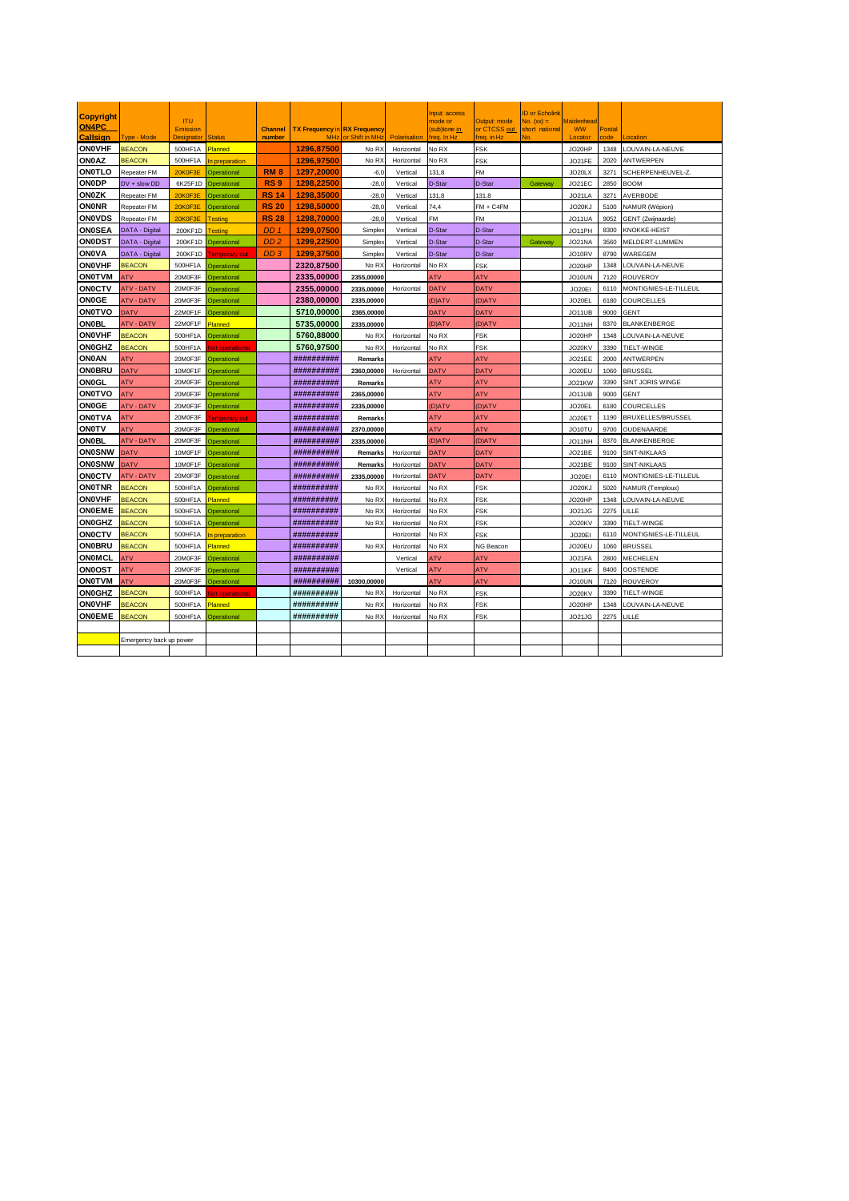| Copyright ON4PC Callsign | Type - Mode | ITU Emission Designator | Status | Channel number | TX Frequency in MHz | RX Frequency or Shift in MHz | Polarisation | Input: access mode or (sub)tone in freq. in Hz | Output: mode or CTCSS out freq. in Hz | ID or Echolink No. (xx) = short national No. | Maidenhead WW Locator | Postal code | Location |
|---|---|---|---|---|---|---|---|---|---|---|---|---|---|
| ON0VHF | BEACON | 500HF1A | Planned | | 1296,87500 | No RX | Horizontal | No RX | FSK | | JO20HP | 1348 | LOUVAIN-LA-NEUVE |
| ON0AZ | BEACON | 500HF1A | In preparation | | 1296,97500 | No RX | Horizontal | No RX | FSK | | JO21FE | 2020 | ANTWERPEN |
| ON0TLO | Repeater FM | 20K0F3E | Operational | RM 8 | 1297,20000 | -6,0 | Vertical | 131,8 | FM | | JO20LX | 3271 | SCHERPENHEUVEL-Z. |
| ON0DP | DV + slow DD | 6K25F1D | Operational | RS 9 | 1298,22500 | -28,0 | Vertical | D-Star | D-Star | Gateway | JO21EC | 2850 | BOOM |
| ON0ZK | Repeater FM | 20K0F3E | Operational | RS 14 | 1298,35000 | -28,0 | Vertical | 131,8 | 131,8 | | JO21LA | 3271 | AVERBODE |
| ON0NR | Repeater FM | 20K0F3E | Operational | RS 20 | 1298,50000 | -28,0 | Vertical | 74,4 | FM + C4FM | | JO20KJ | 5100 | NAMUR (Wépion) |
| ON0VDS | Repeater FM | 20K0F3E | Testing | RS 28 | 1298,70000 | -28,0 | Vertical | FM | FM | | JO11UA | 9052 | GENT (Zwijnaarde) |
| ON0SEA | DATA - Digital | 200KF1D | Testing | DD 1 | 1299,07500 | Simplex | Vertical | D-Star | D-Star | | JO11PH | 8300 | KNOKKE-HEIST |
| ON0DST | DATA - Digital | 200KF1D | Operational | DD 2 | 1299,22500 | Simplex | Vertical | D-Star | D-Star | Gateway | JO21NA | 3560 | MELDERT-LUMMEN |
| ON0VA | DATA - Digital | 200KF1D | Temporary out | DD 3 | 1299,37500 | Simplex | Vertical | D-Star | D-Star | | JO10RV | 8790 | WAREGEM |
| ON0VHF | BEACON | 500HF1A | Operational | | 2320,87500 | No RX | Horizontal | No RX | FSK | | JO20HP | 1348 | LOUVAIN-LA-NEUVE |
| ON0TVM | ATV | 20M0F3F | Operational | | 2335,00000 | 2355,00000 | | ATV | ATV | | JO10UN | 7120 | ROUVEROY |
| ON0CTV | ATV - DATV | 20M0F3F | Operational | | 2355,00000 | 2335,00000 | Horizontal | DATV | DATV | | JO20EI | 6110 | MONTIGNIES-LE-TILLEUL |
| ON0GE | ATV - DATV | 20M0F3F | Operational | | 2380,00000 | 2335,00000 | | (D)ATV | (D)ATV | | JO20EL | 6180 | COURCELLES |
| ON0TVO | DATV | 22M0F1F | Operational | | 5710,00000 | 2365,00000 | | DATV | DATV | | JO11UB | 9000 | GENT |
| ON0BL | ATV - DATV | 22M0F1F | Planned | | 5735,00000 | 2335,00000 | | (D)ATV | (D)ATV | | JO11NH | 8370 | BLANKENBERGE |
| ON0VHF | BEACON | 500HF1A | Operational | | 5760,88000 | No RX | Horizontal | No RX | FSK | | JO20HP | 1348 | LOUVAIN-LA-NEUVE |
| ON0GHZ | BEACON | 500HF1A | Not operational | | 5760,97500 | No RX | Horizontal | No RX | FSK | | JO20KV | 3390 | TIELT-WINGE |
| ON0AN | ATV | 20M0F3F | Operational | | ########## | Remarks | | ATV | ATV | | JO21EE | 2000 | ANTWERPEN |
| ON0BRU | DATV | 10M0F1F | Operational | | ########## | 2360,00000 | Horizontal | DATV | DATV | | JO20EU | 1060 | BRUSSEL |
| ON0GL | ATV | 20M0F3F | Operational | | ########## | Remarks | | ATV | ATV | | JO21KW | 3390 | SINT JORIS WINGE |
| ON0TVO | ATV | 20M0F3F | Operational | | ########## | 2365,00000 | | ATV | ATV | | JO11UB | 9000 | GENT |
| ON0GE | ATV - DATV | 20M0F3F | Operational | | ########## | 2335,00000 | | (D)ATV | (D)ATV | | JO20EL | 6180 | COURCELLES |
| ON0TVA | ATV | 20M0F3F | Temporary out | | ########## | Remarks | | ATV | ATV | | JO20ET | 1190 | BRUXELLES/BRUSSEL |
| ON0TV | ATV | 20M0F3F | Operational | | ########## | 2370,00000 | | ATV | ATV | | JO10TU | 9700 | OUDENAARDE |
| ON0BL | ATV - DATV | 20M0F3F | Operational | | ########## | 2335,00000 | | (D)ATV | (D)ATV | | JO11NH | 8370 | BLANKENBERGE |
| ON0SNW | DATV | 10M0F1F | Operational | | ########## | Remarks | Horizontal | DATV | DATV | | JO21BE | 9100 | SINT-NIKLAAS |
| ON0SNW | DATV | 10M0F1F | Operational | | ########## | Remarks | Horizontal | DATV | DATV | | JO21BE | 9100 | SINT-NIKLAAS |
| ON0CTV | ATV - DATV | 20M0F3F | Operational | | ########## | 2335,00000 | Horizontal | DATV | DATV | | JO20EI | 6110 | MONTIGNIES-LE-TILLEUL |
| ON0TNR | BEACON | 500HF1A | Operational | | ########## | No RX | Horizontal | No RX | FSK | | JO20KJ | 5020 | NAMUR (Temploux) |
| ON0VHF | BEACON | 500HF1A | Planned | | ########## | No RX | Horizontal | No RX | FSK | | JO20HP | 1348 | LOUVAIN-LA-NEUVE |
| ON0EME | BEACON | 500HF1A | Operational | | ########## | No RX | Horizontal | No RX | FSK | | JO21JG | 2275 | LILLE |
| ON0GHZ | BEACON | 500HF1A | Operational | | ########## | No RX | Horizontal | No RX | FSK | | JO20KV | 3390 | TIELT-WINGE |
| ON0CTV | BEACON | 500HF1A | In preparation | | ########## | | Horizontal | No RX | FSK | | JO20EI | 6110 | MONTIGNIES-LE-TILLEUL |
| ON0BRU | BEACON | 500HF1A | Planned | | ########## | No RX | Horizontal | No RX | NG Beacon | | JO20EU | 1060 | BRUSSEL |
| ON0MCL | ATV | 20M0F3F | Operational | | ########## | | Vertical | ATV | ATV | | JO21FA | 2800 | MECHELEN |
| ON0OST | ATV | 20M0F3F | Operational | | ########## | | Vertical | ATV | ATV | | JO11KF | 8400 | OOSTENDE |
| ON0TVM | ATV | 20M0F3F | Operational | | ########## | 10300,00000 | | ATV | ATV | | JO10UN | 7120 | ROUVEROY |
| ON0GHZ | BEACON | 500HF1A | Not operational | | ########## | No RX | Horizontal | No RX | FSK | | JO20KV | 3390 | TIELT-WINGE |
| ON0VHF | BEACON | 500HF1A | Planned | | ########## | No RX | Horizontal | No RX | FSK | | JO20HP | 1348 | LOUVAIN-LA-NEUVE |
| ON0EME | BEACON | 500HF1A | Operational | | ########## | No RX | Horizontal | No RX | FSK | | JO21JG | 2275 | LILLE |
| | Emergency back up power | | | | | | | | | | | | |